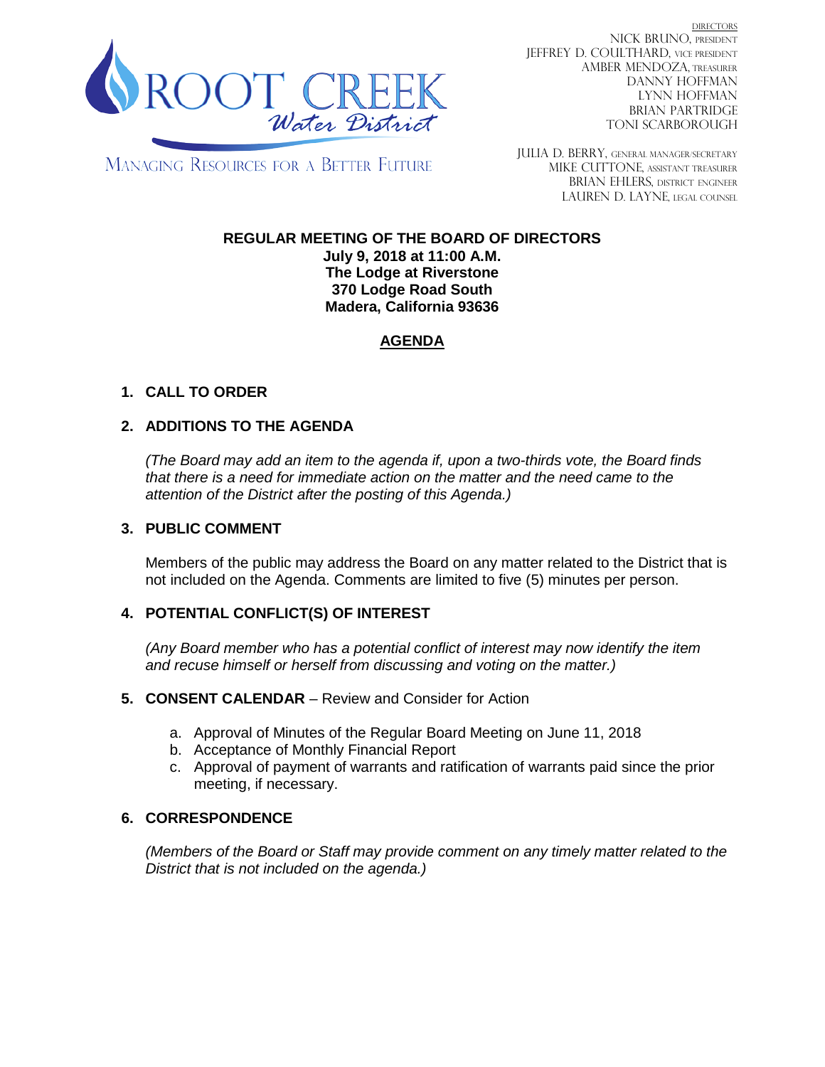ROOT CREEK Water District

MANAGING RESOURCES FOR A BETTER FUTURE

DIRECTORS
NICK BRUNO, PRESIDENT
JEFFREY D. COULTHARD, VICE PRESIDENT
AMBER MENDOZA, TREASURER
DANNY HOFFMAN
LYNN HOFFMAN
BRIAN PARTRIDGE
TONI SCARBOROUGH

JULIA D. BERRY, GENERAL MANAGER/SECRETARY
MIKE CUTTONE, ASSISTANT TREASURER
BRIAN EHLERS, DISTRICT ENGINEER
LAUREN D. LAYNE, LEGAL COUNSEL

**REGULAR MEETING OF THE BOARD OF DIRECTORS**
**July 9, 2018 at 11:00 A.M.**
**The Lodge at Riverstone**
**370 Lodge Road South**
**Madera, California 93636**

## AGENDA

**1. CALL TO ORDER**

**2. ADDITIONS TO THE AGENDA**

*(The Board may add an item to the agenda if, upon a two-thirds vote, the Board finds that there is a need for immediate action on the matter and the need came to the attention of the District after the posting of this Agenda.)*

**3. PUBLIC COMMENT**

Members of the public may address the Board on any matter related to the District that is not included on the Agenda. Comments are limited to five (5) minutes per person.

**4. POTENTIAL CONFLICT(S) OF INTEREST**

*(Any Board member who has a potential conflict of interest may now identify the item and recuse himself or herself from discussing and voting on the matter.)*

**5. CONSENT CALENDAR** – Review and Consider for Action

a. Approval of Minutes of the Regular Board Meeting on June 11, 2018
b. Acceptance of Monthly Financial Report
c. Approval of payment of warrants and ratification of warrants paid since the prior meeting, if necessary.

**6. CORRESPONDENCE**

*(Members of the Board or Staff may provide comment on any timely matter related to the District that is not included on the agenda.)*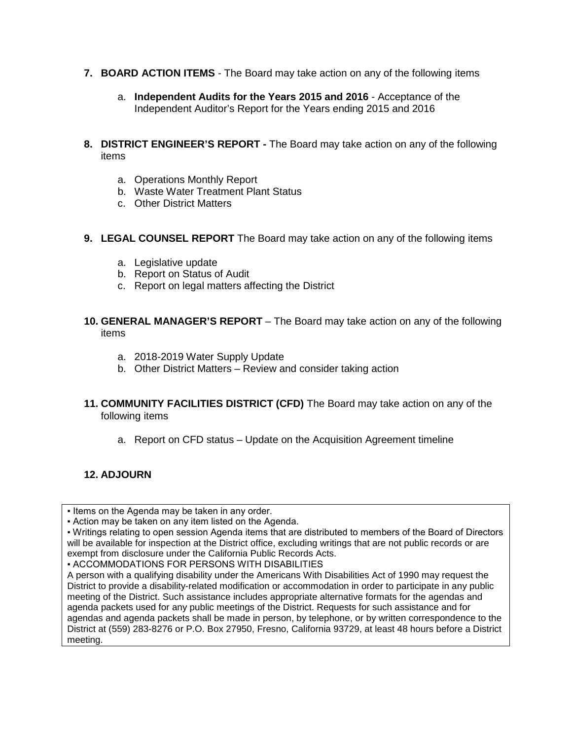7. **BOARD ACTION ITEMS** - The Board may take action on any of the following items

   a. **Independent Audits for the Years 2015 and 2016** - Acceptance of the Independent Auditor's Report for the Years ending 2015 and 2016

8. **DISTRICT ENGINEER'S REPORT -** The Board may take action on any of the following items

   a. Operations Monthly Report
   b. Waste Water Treatment Plant Status
   c. Other District Matters

9. **LEGAL COUNSEL REPORT** The Board may take action on any of the following items

   a. Legislative update
   b. Report on Status of Audit
   c. Report on legal matters affecting the District

10. **GENERAL MANAGER'S REPORT** – The Board may take action on any of the following items

    a. 2018-2019 Water Supply Update
    b. Other District Matters – Review and consider taking action

11. **COMMUNITY FACILITIES DISTRICT (CFD)** The Board may take action on any of the following items

    a. Report on CFD status – Update on the Acquisition Agreement timeline

12. **ADJOURN**

▪ Items on the Agenda may be taken in any order.
▪ Action may be taken on any item listed on the Agenda.
▪ Writings relating to open session Agenda items that are distributed to members of the Board of Directors will be available for inspection at the District office, excluding writings that are not public records or are exempt from disclosure under the California Public Records Acts.
▪ ACCOMMODATIONS FOR PERSONS WITH DISABILITIES
A person with a qualifying disability under the Americans With Disabilities Act of 1990 may request the District to provide a disability-related modification or accommodation in order to participate in any public meeting of the District. Such assistance includes appropriate alternative formats for the agendas and agenda packets used for any public meetings of the District. Requests for such assistance and for agendas and agenda packets shall be made in person, by telephone, or by written correspondence to the District at (559) 283-8276 or P.O. Box 27950, Fresno, California 93729, at least 48 hours before a District meeting.